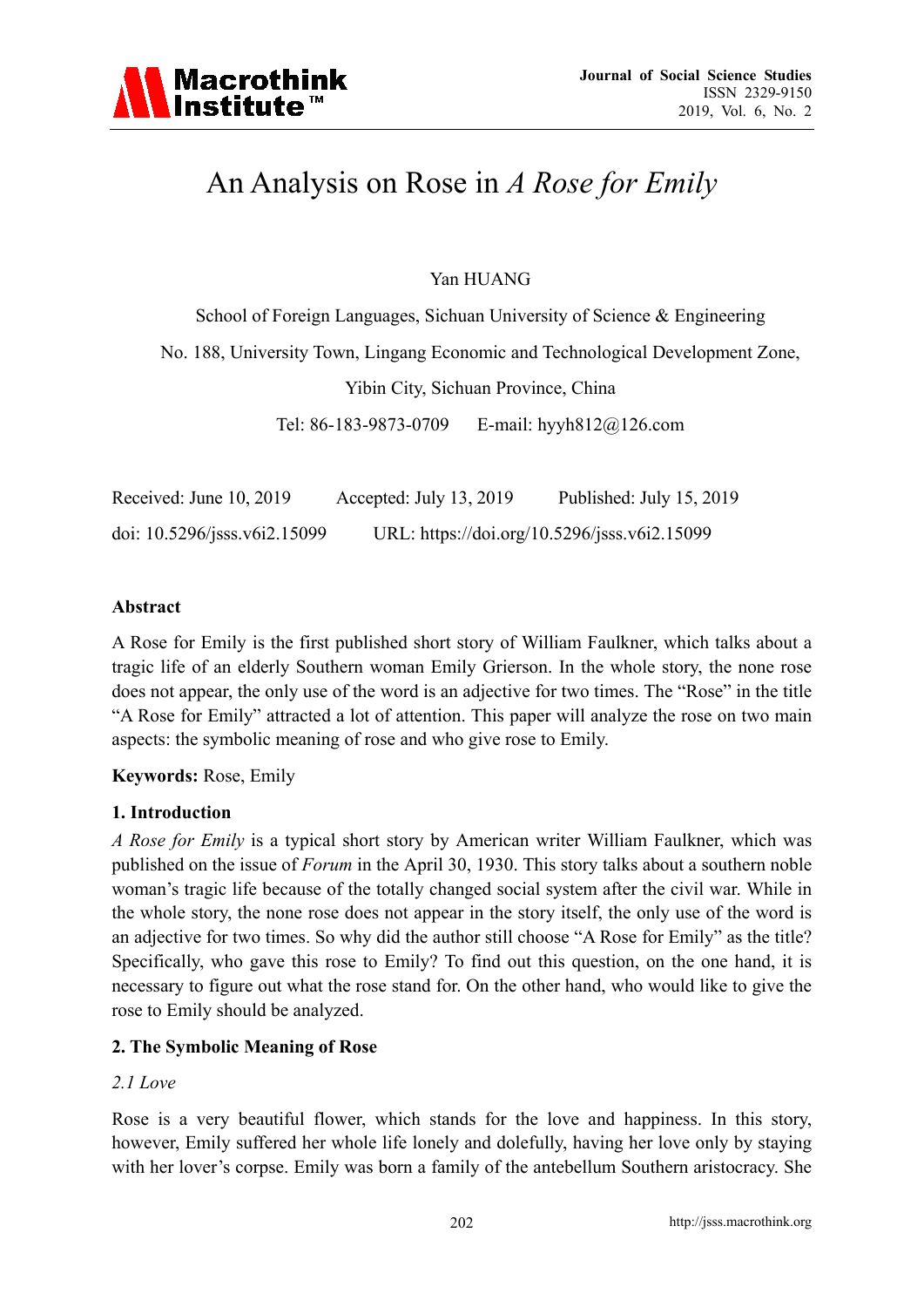# An Analysis on Rose in *A Rose for Emily*

Yan HUANG

School of Foreign Languages, Sichuan University of Science & Engineering

No. 188, University Town, Lingang Economic and Technological Development Zone,

Yibin City, Sichuan Province, China

Tel: 86-183-9873-0709  E-mail: hyyh812@126.com

Received: June 10, 2019  Accepted: July 13, 2019  Published: July 15, 2019

doi: 10.5296/jsss.v6i2.15099  URL: https://doi.org/10.5296/jsss.v6i2.15099

**Abstract**

A Rose for Emily is the first published short story of William Faulkner, which talks about a tragic life of an elderly Southern woman Emily Grierson. In the whole story, the none rose does not appear, the only use of the word is an adjective for two times. The "Rose" in the title "A Rose for Emily" attracted a lot of attention. This paper will analyze the rose on two main aspects: the symbolic meaning of rose and who give rose to Emily.

**Keywords:** Rose, Emily

## 1. Introduction

*A Rose for Emily* is a typical short story by American writer William Faulkner, which was published on the issue of *Forum* in the April 30, 1930. This story talks about a southern noble woman's tragic life because of the totally changed social system after the civil war. While in the whole story, the none rose does not appear in the story itself, the only use of the word is an adjective for two times. So why did the author still choose "A Rose for Emily" as the title? Specifically, who gave this rose to Emily? To find out this question, on the one hand, it is necessary to figure out what the rose stand for. On the other hand, who would like to give the rose to Emily should be analyzed.

## 2. The Symbolic Meaning of Rose

### *2.1 Love*

Rose is a very beautiful flower, which stands for the love and happiness. In this story, however, Emily suffered her whole life lonely and dolefully, having her love only by staying with her lover's corpse. Emily was born a family of the antebellum Southern aristocracy. She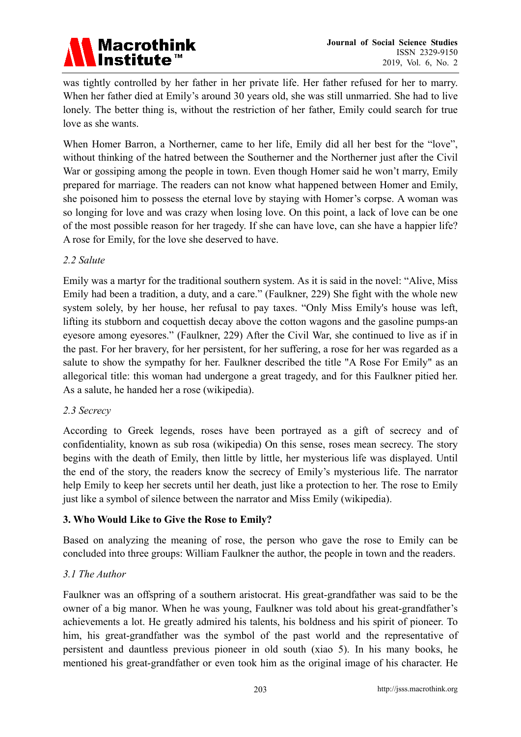was tightly controlled by her father in her private life. Her father refused for her to marry. When her father died at Emily's around 30 years old, she was still unmarried. She had to live lonely. The better thing is, without the restriction of her father, Emily could search for true love as she wants.

When Homer Barron, a Northerner, came to her life, Emily did all her best for the "love", without thinking of the hatred between the Southerner and the Northerner just after the Civil War or gossiping among the people in town. Even though Homer said he won't marry, Emily prepared for marriage. The readers can not know what happened between Homer and Emily, she poisoned him to possess the eternal love by staying with Homer's corpse. A woman was so longing for love and was crazy when losing love. On this point, a lack of love can be one of the most possible reason for her tragedy. If she can have love, can she have a happier life? A rose for Emily, for the love she deserved to have.

### *2.2 Salute*

Emily was a martyr for the traditional southern system. As it is said in the novel: "Alive, Miss Emily had been a tradition, a duty, and a care." (Faulkner, 229) She fight with the whole new system solely, by her house, her refusal to pay taxes. "Only Miss Emily's house was left, lifting its stubborn and coquettish decay above the cotton wagons and the gasoline pumps-an eyesore among eyesores." (Faulkner, 229) After the Civil War, she continued to live as if in the past. For her bravery, for her persistent, for her suffering, a rose for her was regarded as a salute to show the sympathy for her. Faulkner described the title "A Rose For Emily" as an allegorical title: this woman had undergone a great tragedy, and for this Faulkner pitied her. As a salute, he handed her a rose (wikipedia).

### *2.3 Secrecy*

According to Greek legends, roses have been portrayed as a gift of secrecy and of confidentiality, known as sub rosa (wikipedia) On this sense, roses mean secrecy. The story begins with the death of Emily, then little by little, her mysterious life was displayed. Until the end of the story, the readers know the secrecy of Emily's mysterious life. The narrator help Emily to keep her secrets until her death, just like a protection to her. The rose to Emily just like a symbol of silence between the narrator and Miss Emily (wikipedia).

## **3. Who Would Like to Give the Rose to Emily?**

Based on analyzing the meaning of rose, the person who gave the rose to Emily can be concluded into three groups: William Faulkner the author, the people in town and the readers.

### *3.1 The Author*

Faulkner was an offspring of a southern aristocrat. His great-grandfather was said to be the owner of a big manor. When he was young, Faulkner was told about his great-grandfather's achievements a lot. He greatly admired his talents, his boldness and his spirit of pioneer. To him, his great-grandfather was the symbol of the past world and the representative of persistent and dauntless previous pioneer in old south (xiao 5). In his many books, he mentioned his great-grandfather or even took him as the original image of his character. He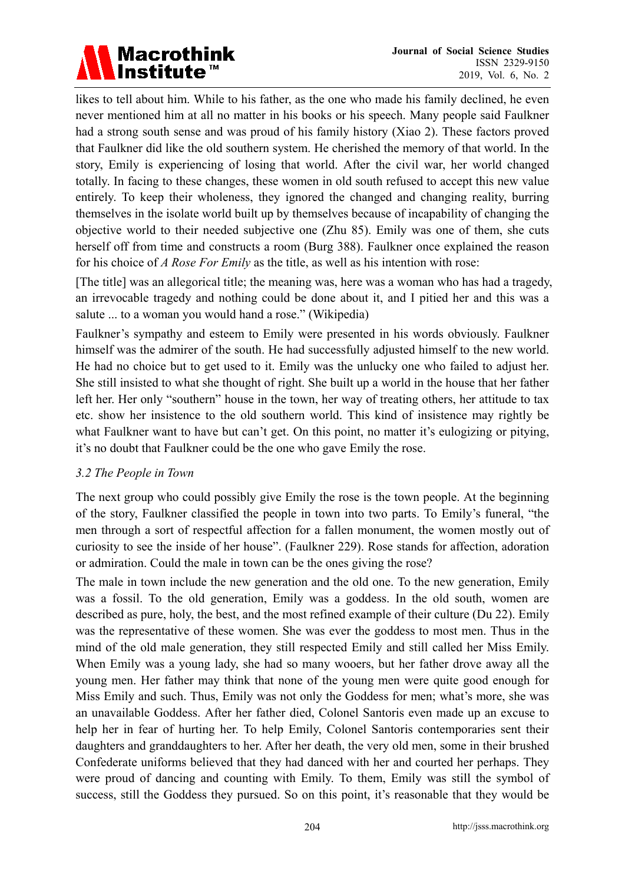likes to tell about him. While to his father, as the one who made his family declined, he even never mentioned him at all no matter in his books or his speech. Many people said Faulkner had a strong south sense and was proud of his family history (Xiao 2). These factors proved that Faulkner did like the old southern system. He cherished the memory of that world. In the story, Emily is experiencing of losing that world. After the civil war, her world changed totally. In facing to these changes, these women in old south refused to accept this new value entirely. To keep their wholeness, they ignored the changed and changing reality, burring themselves in the isolate world built up by themselves because of incapability of changing the objective world to their needed subjective one (Zhu 85). Emily was one of them, she cuts herself off from time and constructs a room (Burg 388). Faulkner once explained the reason for his choice of *A Rose For Emily* as the title, as well as his intention with rose:

[The title] was an allegorical title; the meaning was, here was a woman who has had a tragedy, an irrevocable tragedy and nothing could be done about it, and I pitied her and this was a salute ... to a woman you would hand a rose." (Wikipedia)

Faulkner's sympathy and esteem to Emily were presented in his words obviously. Faulkner himself was the admirer of the south. He had successfully adjusted himself to the new world. He had no choice but to get used to it. Emily was the unlucky one who failed to adjust her. She still insisted to what she thought of right. She built up a world in the house that her father left her. Her only "southern" house in the town, her way of treating others, her attitude to tax etc. show her insistence to the old southern world. This kind of insistence may rightly be what Faulkner want to have but can't get. On this point, no matter it's eulogizing or pitying, it's no doubt that Faulkner could be the one who gave Emily the rose.

### *3.2 The People in Town*

The next group who could possibly give Emily the rose is the town people. At the beginning of the story, Faulkner classified the people in town into two parts. To Emily's funeral, "the men through a sort of respectful affection for a fallen monument, the women mostly out of curiosity to see the inside of her house". (Faulkner 229). Rose stands for affection, adoration or admiration. Could the male in town can be the ones giving the rose?

The male in town include the new generation and the old one. To the new generation, Emily was a fossil. To the old generation, Emily was a goddess. In the old south, women are described as pure, holy, the best, and the most refined example of their culture (Du 22). Emily was the representative of these women. She was ever the goddess to most men. Thus in the mind of the old male generation, they still respected Emily and still called her Miss Emily. When Emily was a young lady, she had so many wooers, but her father drove away all the young men. Her father may think that none of the young men were quite good enough for Miss Emily and such. Thus, Emily was not only the Goddess for men; what's more, she was an unavailable Goddess. After her father died, Colonel Santoris even made up an excuse to help her in fear of hurting her. To help Emily, Colonel Santoris contemporaries sent their daughters and granddaughters to her. After her death, the very old men, some in their brushed Confederate uniforms believed that they had danced with her and courted her perhaps. They were proud of dancing and counting with Emily. To them, Emily was still the symbol of success, still the Goddess they pursued. So on this point, it's reasonable that they would be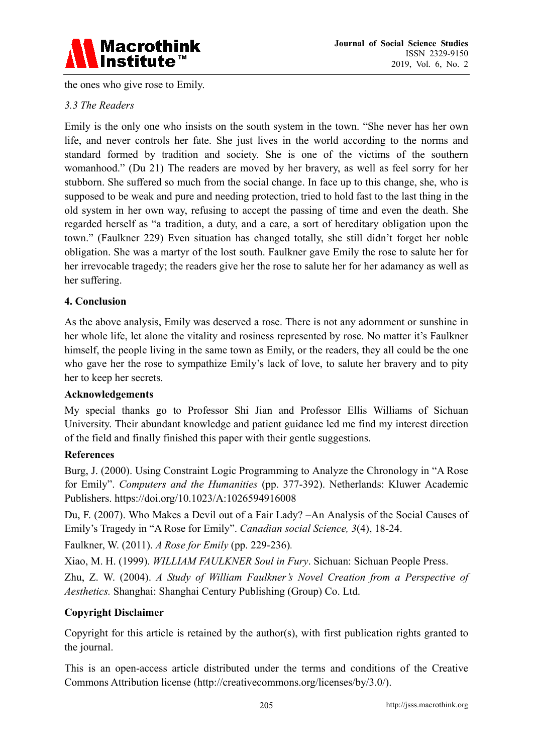the ones who give rose to Emily.

### *3.3 The Readers*

Emily is the only one who insists on the south system in the town. "She never has her own life, and never controls her fate. She just lives in the world according to the norms and standard formed by tradition and society. She is one of the victims of the southern womanhood." (Du 21) The readers are moved by her bravery, as well as feel sorry for her stubborn. She suffered so much from the social change. In face up to this change, she, who is supposed to be weak and pure and needing protection, tried to hold fast to the last thing in the old system in her own way, refusing to accept the passing of time and even the death. She regarded herself as "a tradition, a duty, and a care, a sort of hereditary obligation upon the town." (Faulkner 229) Even situation has changed totally, she still didn't forget her noble obligation. She was a martyr of the lost south. Faulkner gave Emily the rose to salute her for her irrevocable tragedy; the readers give her the rose to salute her for her adamancy as well as her suffering.

## 4. Conclusion

As the above analysis, Emily was deserved a rose. There is not any adornment or sunshine in her whole life, let alone the vitality and rosiness represented by rose. No matter it's Faulkner himself, the people living in the same town as Emily, or the readers, they all could be the one who gave her the rose to sympathize Emily's lack of love, to salute her bravery and to pity her to keep her secrets.

## Acknowledgements

My special thanks go to Professor Shi Jian and Professor Ellis Williams of Sichuan University. Their abundant knowledge and patient guidance led me find my interest direction of the field and finally finished this paper with their gentle suggestions.

## References

Burg, J. (2000). Using Constraint Logic Programming to Analyze the Chronology in "A Rose for Emily". *Computers and the Humanities* (pp. 377-392). Netherlands: Kluwer Academic Publishers. https://doi.org/10.1023/A:1026594916008

Du, F. (2007). Who Makes a Devil out of a Fair Lady? –An Analysis of the Social Causes of Emily's Tragedy in "A Rose for Emily". *Canadian social Science, 3*(4), 18-24.

Faulkner, W. (2011). *A Rose for Emily* (pp. 229-236).

Xiao, M. H. (1999). *WILLIAM FAULKNER Soul in Fury*. Sichuan: Sichuan People Press.

Zhu, Z. W. (2004). *A Study of William Faulkner's Novel Creation from a Perspective of Aesthetics.* Shanghai: Shanghai Century Publishing (Group) Co. Ltd.

## Copyright Disclaimer

Copyright for this article is retained by the author(s), with first publication rights granted to the journal.

This is an open-access article distributed under the terms and conditions of the Creative Commons Attribution license (http://creativecommons.org/licenses/by/3.0/).